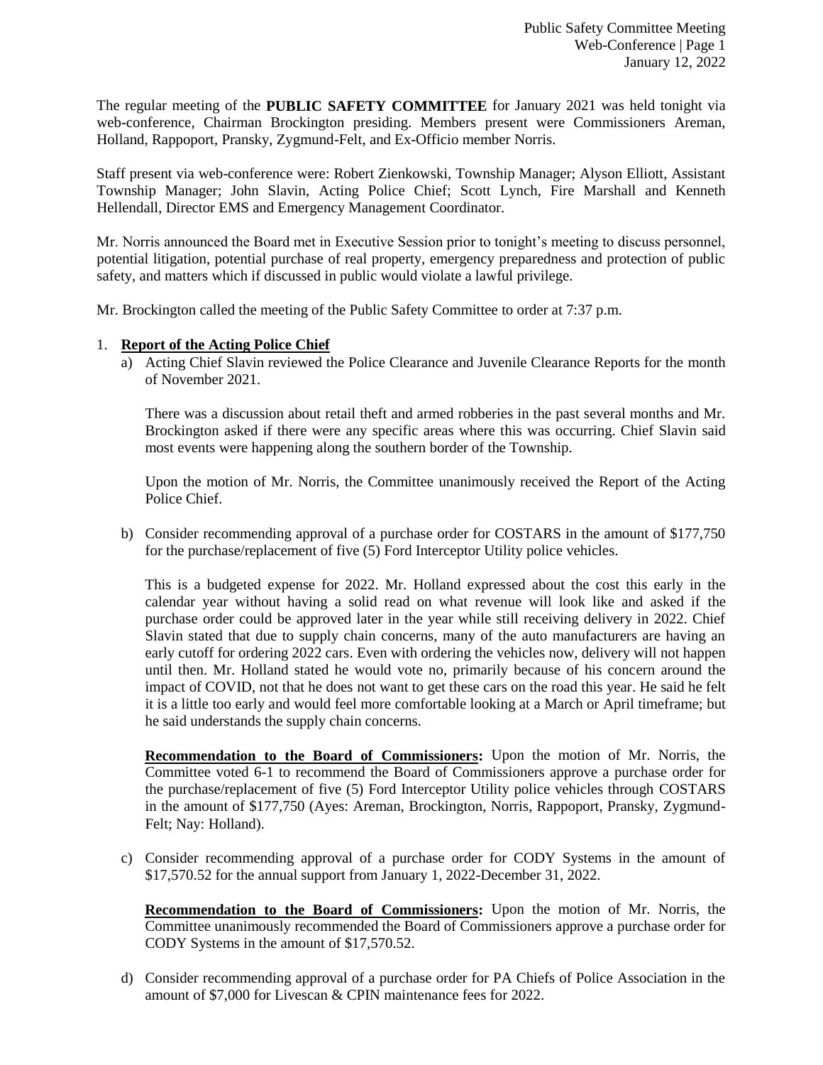The regular meeting of the **PUBLIC SAFETY COMMITTEE** for January 2021 was held tonight via web-conference, Chairman Brockington presiding. Members present were Commissioners Areman, Holland, Rappoport, Pransky, Zygmund-Felt, and Ex-Officio member Norris.

Staff present via web-conference were: Robert Zienkowski, Township Manager; Alyson Elliott, Assistant Township Manager; John Slavin, Acting Police Chief; Scott Lynch, Fire Marshall and Kenneth Hellendall, Director EMS and Emergency Management Coordinator.

Mr. Norris announced the Board met in Executive Session prior to tonight's meeting to discuss personnel, potential litigation, potential purchase of real property, emergency preparedness and protection of public safety, and matters which if discussed in public would violate a lawful privilege.

Mr. Brockington called the meeting of the Public Safety Committee to order at 7:37 p.m.

1. **Report of the Acting Police Chief**

   a) Acting Chief Slavin reviewed the Police Clearance and Juvenile Clearance Reports for the month of November 2021.

   There was a discussion about retail theft and armed robberies in the past several months and Mr. Brockington asked if there were any specific areas where this was occurring. Chief Slavin said most events were happening along the southern border of the Township.

   Upon the motion of Mr. Norris, the Committee unanimously received the Report of the Acting Police Chief.

   b) Consider recommending approval of a purchase order for COSTARS in the amount of $177,750 for the purchase/replacement of five (5) Ford Interceptor Utility police vehicles.

   This is a budgeted expense for 2022. Mr. Holland expressed about the cost this early in the calendar year without having a solid read on what revenue will look like and asked if the purchase order could be approved later in the year while still receiving delivery in 2022. Chief Slavin stated that due to supply chain concerns, many of the auto manufacturers are having an early cutoff for ordering 2022 cars. Even with ordering the vehicles now, delivery will not happen until then. Mr. Holland stated he would vote no, primarily because of his concern around the impact of COVID, not that he does not want to get these cars on the road this year. He said he felt it is a little too early and would feel more comfortable looking at a March or April timeframe; but he said understands the supply chain concerns.

   **Recommendation to the Board of Commissioners:** Upon the motion of Mr. Norris, the Committee voted 6-1 to recommend the Board of Commissioners approve a purchase order for the purchase/replacement of five (5) Ford Interceptor Utility police vehicles through COSTARS in the amount of $177,750 (Ayes: Areman, Brockington, Norris, Rappoport, Pransky, Zygmund-Felt; Nay: Holland).

   c) Consider recommending approval of a purchase order for CODY Systems in the amount of $17,570.52 for the annual support from January 1, 2022-December 31, 2022.

   **Recommendation to the Board of Commissioners:** Upon the motion of Mr. Norris, the Committee unanimously recommended the Board of Commissioners approve a purchase order for CODY Systems in the amount of $17,570.52.

   d) Consider recommending approval of a purchase order for PA Chiefs of Police Association in the amount of $7,000 for Livescan & CPIN maintenance fees for 2022.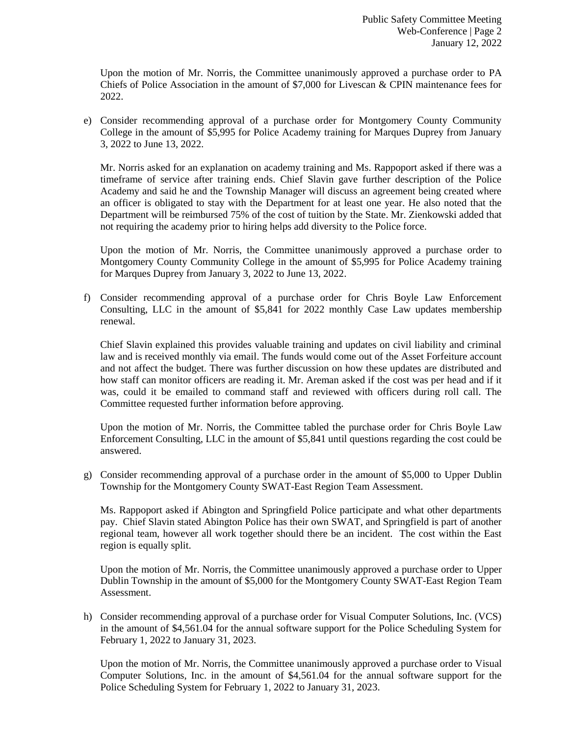Upon the motion of Mr. Norris, the Committee unanimously approved a purchase order to PA Chiefs of Police Association in the amount of $7,000 for Livescan & CPIN maintenance fees for 2022.

e) Consider recommending approval of a purchase order for Montgomery County Community College in the amount of $5,995 for Police Academy training for Marques Duprey from January 3, 2022 to June 13, 2022.

   Mr. Norris asked for an explanation on academy training and Ms. Rappoport asked if there was a timeframe of service after training ends. Chief Slavin gave further description of the Police Academy and said he and the Township Manager will discuss an agreement being created where an officer is obligated to stay with the Department for at least one year. He also noted that the Department will be reimbursed 75% of the cost of tuition by the State. Mr. Zienkowski added that not requiring the academy prior to hiring helps add diversity to the Police force.

   Upon the motion of Mr. Norris, the Committee unanimously approved a purchase order to Montgomery County Community College in the amount of $5,995 for Police Academy training for Marques Duprey from January 3, 2022 to June 13, 2022.

f) Consider recommending approval of a purchase order for Chris Boyle Law Enforcement Consulting, LLC in the amount of $5,841 for 2022 monthly Case Law updates membership renewal.

   Chief Slavin explained this provides valuable training and updates on civil liability and criminal law and is received monthly via email. The funds would come out of the Asset Forfeiture account and not affect the budget. There was further discussion on how these updates are distributed and how staff can monitor officers are reading it. Mr. Areman asked if the cost was per head and if it was, could it be emailed to command staff and reviewed with officers during roll call. The Committee requested further information before approving.

   Upon the motion of Mr. Norris, the Committee tabled the purchase order for Chris Boyle Law Enforcement Consulting, LLC in the amount of $5,841 until questions regarding the cost could be answered.

g) Consider recommending approval of a purchase order in the amount of $5,000 to Upper Dublin Township for the Montgomery County SWAT-East Region Team Assessment.

   Ms. Rappoport asked if Abington and Springfield Police participate and what other departments pay. Chief Slavin stated Abington Police has their own SWAT, and Springfield is part of another regional team, however all work together should there be an incident. The cost within the East region is equally split.

   Upon the motion of Mr. Norris, the Committee unanimously approved a purchase order to Upper Dublin Township in the amount of $5,000 for the Montgomery County SWAT-East Region Team Assessment.

h) Consider recommending approval of a purchase order for Visual Computer Solutions, Inc. (VCS) in the amount of $4,561.04 for the annual software support for the Police Scheduling System for February 1, 2022 to January 31, 2023.

   Upon the motion of Mr. Norris, the Committee unanimously approved a purchase order to Visual Computer Solutions, Inc. in the amount of $4,561.04 for the annual software support for the Police Scheduling System for February 1, 2022 to January 31, 2023.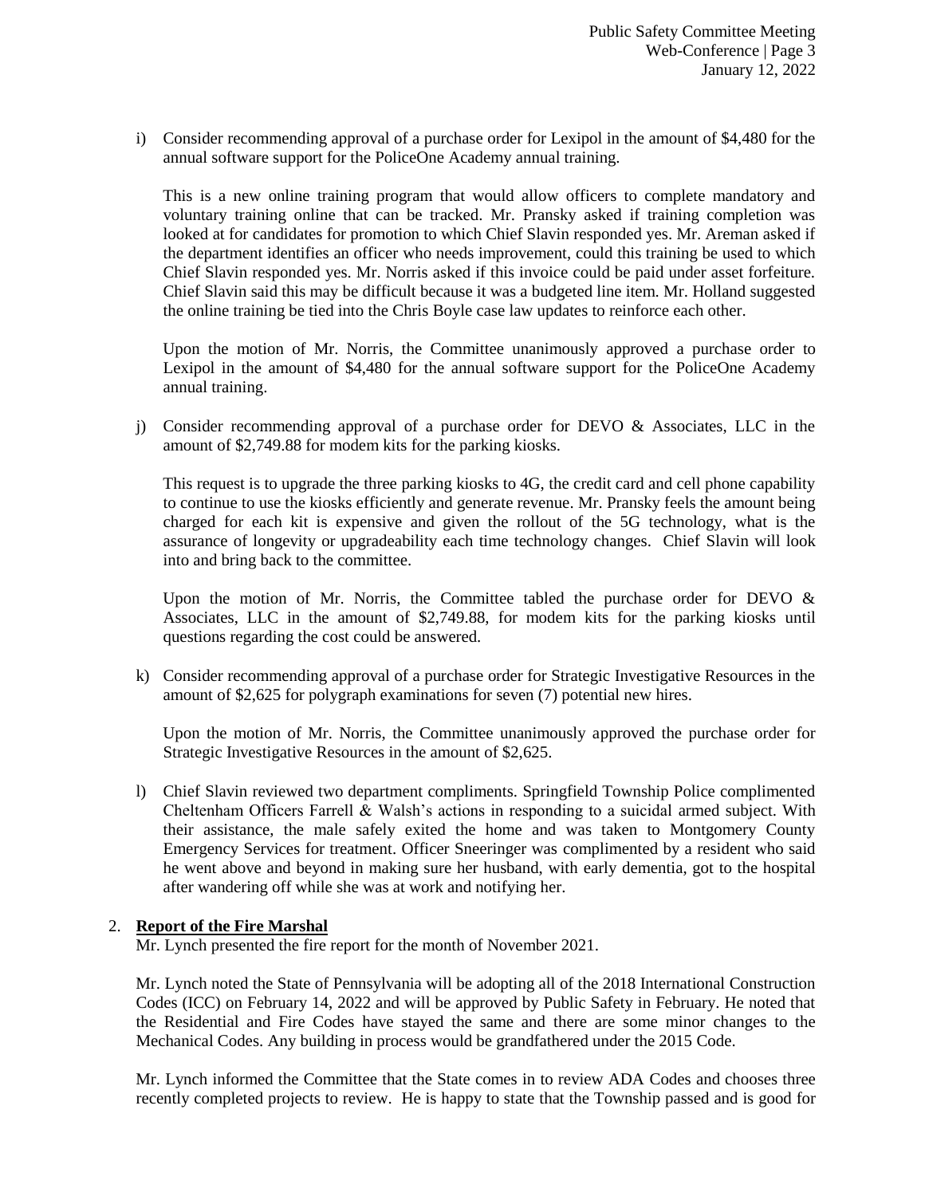i) Consider recommending approval of a purchase order for Lexipol in the amount of $4,480 for the annual software support for the PoliceOne Academy annual training.

   This is a new online training program that would allow officers to complete mandatory and voluntary training online that can be tracked. Mr. Pransky asked if training completion was looked at for candidates for promotion to which Chief Slavin responded yes. Mr. Areman asked if the department identifies an officer who needs improvement, could this training be used to which Chief Slavin responded yes. Mr. Norris asked if this invoice could be paid under asset forfeiture. Chief Slavin said this may be difficult because it was a budgeted line item. Mr. Holland suggested the online training be tied into the Chris Boyle case law updates to reinforce each other.

   Upon the motion of Mr. Norris, the Committee unanimously approved a purchase order to Lexipol in the amount of $4,480 for the annual software support for the PoliceOne Academy annual training.

j) Consider recommending approval of a purchase order for DEVO & Associates, LLC in the amount of $2,749.88 for modem kits for the parking kiosks.

   This request is to upgrade the three parking kiosks to 4G, the credit card and cell phone capability to continue to use the kiosks efficiently and generate revenue. Mr. Pransky feels the amount being charged for each kit is expensive and given the rollout of the 5G technology, what is the assurance of longevity or upgradeability each time technology changes. Chief Slavin will look into and bring back to the committee.

   Upon the motion of Mr. Norris, the Committee tabled the purchase order for DEVO & Associates, LLC in the amount of $2,749.88, for modem kits for the parking kiosks until questions regarding the cost could be answered.

k) Consider recommending approval of a purchase order for Strategic Investigative Resources in the amount of $2,625 for polygraph examinations for seven (7) potential new hires.

   Upon the motion of Mr. Norris, the Committee unanimously approved the purchase order for Strategic Investigative Resources in the amount of $2,625.

l) Chief Slavin reviewed two department compliments. Springfield Township Police complimented Cheltenham Officers Farrell & Walsh's actions in responding to a suicidal armed subject. With their assistance, the male safely exited the home and was taken to Montgomery County Emergency Services for treatment. Officer Sneeringer was complimented by a resident who said he went above and beyond in making sure her husband, with early dementia, got to the hospital after wandering off while she was at work and notifying her.

2. **Report of the Fire Marshal**

   Mr. Lynch presented the fire report for the month of November 2021.

   Mr. Lynch noted the State of Pennsylvania will be adopting all of the 2018 International Construction Codes (ICC) on February 14, 2022 and will be approved by Public Safety in February. He noted that the Residential and Fire Codes have stayed the same and there are some minor changes to the Mechanical Codes. Any building in process would be grandfathered under the 2015 Code.

   Mr. Lynch informed the Committee that the State comes in to review ADA Codes and chooses three recently completed projects to review. He is happy to state that the Township passed and is good for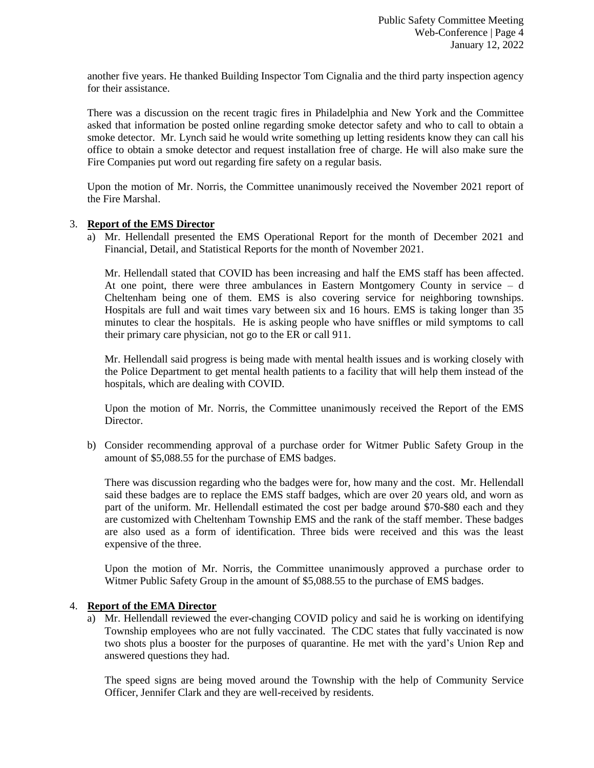another five years. He thanked Building Inspector Tom Cignalia and the third party inspection agency for their assistance.

There was a discussion on the recent tragic fires in Philadelphia and New York and the Committee asked that information be posted online regarding smoke detector safety and who to call to obtain a smoke detector. Mr. Lynch said he would write something up letting residents know they can call his office to obtain a smoke detector and request installation free of charge. He will also make sure the Fire Companies put word out regarding fire safety on a regular basis.

Upon the motion of Mr. Norris, the Committee unanimously received the November 2021 report of the Fire Marshal.

3. **Report of the EMS Director**
   a) Mr. Hellendall presented the EMS Operational Report for the month of December 2021 and Financial, Detail, and Statistical Reports for the month of November 2021.

      Mr. Hellendall stated that COVID has been increasing and half the EMS staff has been affected. At one point, there were three ambulances in Eastern Montgomery County in service – d Cheltenham being one of them. EMS is also covering service for neighboring townships. Hospitals are full and wait times vary between six and 16 hours. EMS is taking longer than 35 minutes to clear the hospitals. He is asking people who have sniffles or mild symptoms to call their primary care physician, not go to the ER or call 911.

      Mr. Hellendall said progress is being made with mental health issues and is working closely with the Police Department to get mental health patients to a facility that will help them instead of the hospitals, which are dealing with COVID.

      Upon the motion of Mr. Norris, the Committee unanimously received the Report of the EMS Director.

   b) Consider recommending approval of a purchase order for Witmer Public Safety Group in the amount of $5,088.55 for the purchase of EMS badges.

      There was discussion regarding who the badges were for, how many and the cost. Mr. Hellendall said these badges are to replace the EMS staff badges, which are over 20 years old, and worn as part of the uniform. Mr. Hellendall estimated the cost per badge around $70-$80 each and they are customized with Cheltenham Township EMS and the rank of the staff member. These badges are also used as a form of identification. Three bids were received and this was the least expensive of the three.

      Upon the motion of Mr. Norris, the Committee unanimously approved a purchase order to Witmer Public Safety Group in the amount of $5,088.55 to the purchase of EMS badges.

4. **Report of the EMA Director**
   a) Mr. Hellendall reviewed the ever-changing COVID policy and said he is working on identifying Township employees who are not fully vaccinated. The CDC states that fully vaccinated is now two shots plus a booster for the purposes of quarantine. He met with the yard's Union Rep and answered questions they had.

      The speed signs are being moved around the Township with the help of Community Service Officer, Jennifer Clark and they are well-received by residents.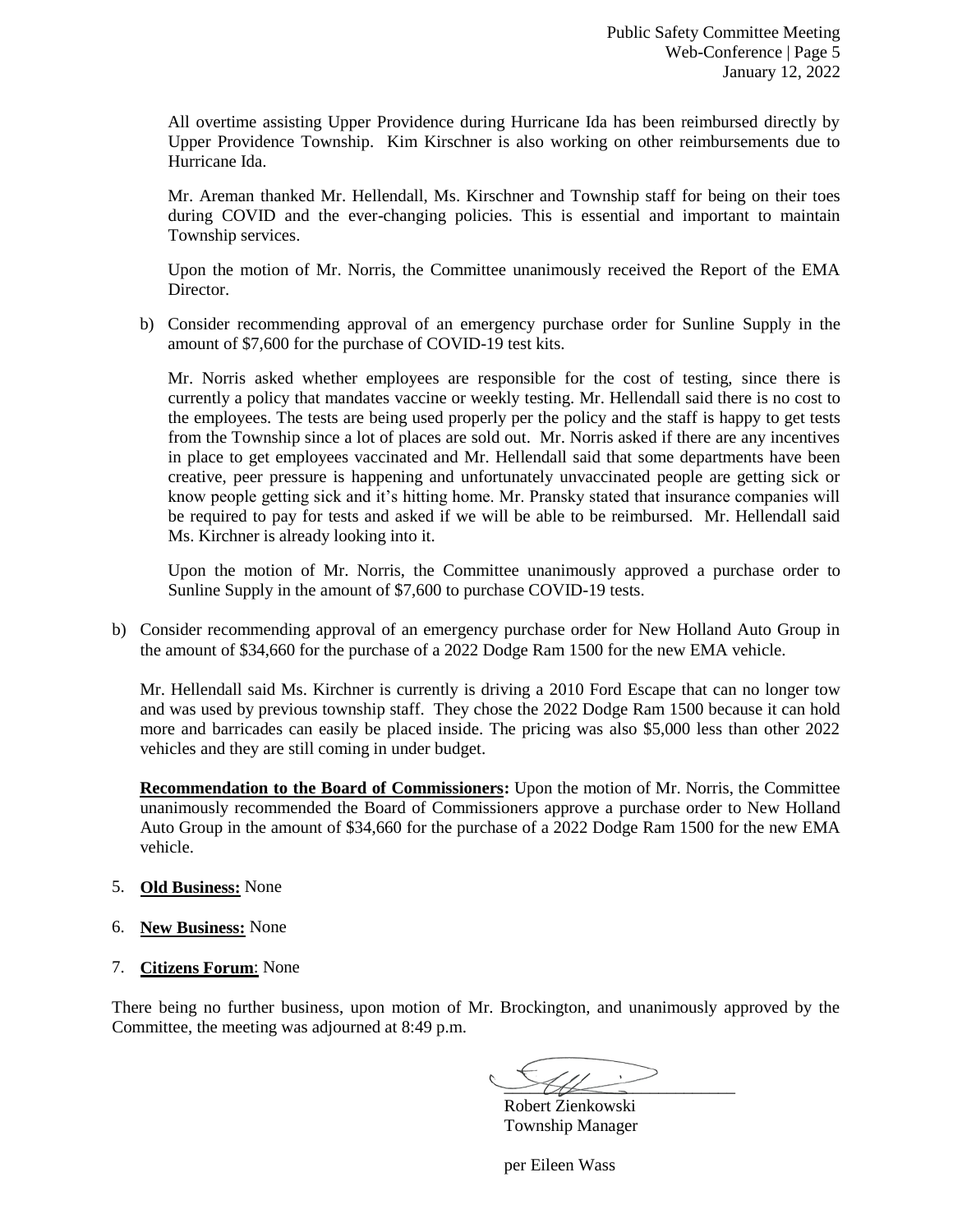All overtime assisting Upper Providence during Hurricane Ida has been reimbursed directly by Upper Providence Township. Kim Kirschner is also working on other reimbursements due to Hurricane Ida.

Mr. Areman thanked Mr. Hellendall, Ms. Kirschner and Township staff for being on their toes during COVID and the ever-changing policies. This is essential and important to maintain Township services.

Upon the motion of Mr. Norris, the Committee unanimously received the Report of the EMA Director.

b) Consider recommending approval of an emergency purchase order for Sunline Supply in the amount of $7,600 for the purchase of COVID-19 test kits.

Mr. Norris asked whether employees are responsible for the cost of testing, since there is currently a policy that mandates vaccine or weekly testing. Mr. Hellendall said there is no cost to the employees. The tests are being used properly per the policy and the staff is happy to get tests from the Township since a lot of places are sold out. Mr. Norris asked if there are any incentives in place to get employees vaccinated and Mr. Hellendall said that some departments have been creative, peer pressure is happening and unfortunately unvaccinated people are getting sick or know people getting sick and it's hitting home. Mr. Pransky stated that insurance companies will be required to pay for tests and asked if we will be able to be reimbursed. Mr. Hellendall said Ms. Kirchner is already looking into it.

Upon the motion of Mr. Norris, the Committee unanimously approved a purchase order to Sunline Supply in the amount of $7,600 to purchase COVID-19 tests.

b) Consider recommending approval of an emergency purchase order for New Holland Auto Group in the amount of $34,660 for the purchase of a 2022 Dodge Ram 1500 for the new EMA vehicle.

Mr. Hellendall said Ms. Kirchner is currently is driving a 2010 Ford Escape that can no longer tow and was used by previous township staff. They chose the 2022 Dodge Ram 1500 because it can hold more and barricades can easily be placed inside. The pricing was also $5,000 less than other 2022 vehicles and they are still coming in under budget.

**Recommendation to the Board of Commissioners:** Upon the motion of Mr. Norris, the Committee unanimously recommended the Board of Commissioners approve a purchase order to New Holland Auto Group in the amount of $34,660 for the purchase of a 2022 Dodge Ram 1500 for the new EMA vehicle.

5. **Old Business:** None

6. **New Business:** None

7. **Citizens Forum**: None

There being no further business, upon motion of Mr. Brockington, and unanimously approved by the Committee, the meeting was adjourned at 8:49 p.m.

Robert Zienkowski
Township Manager

per Eileen Wass